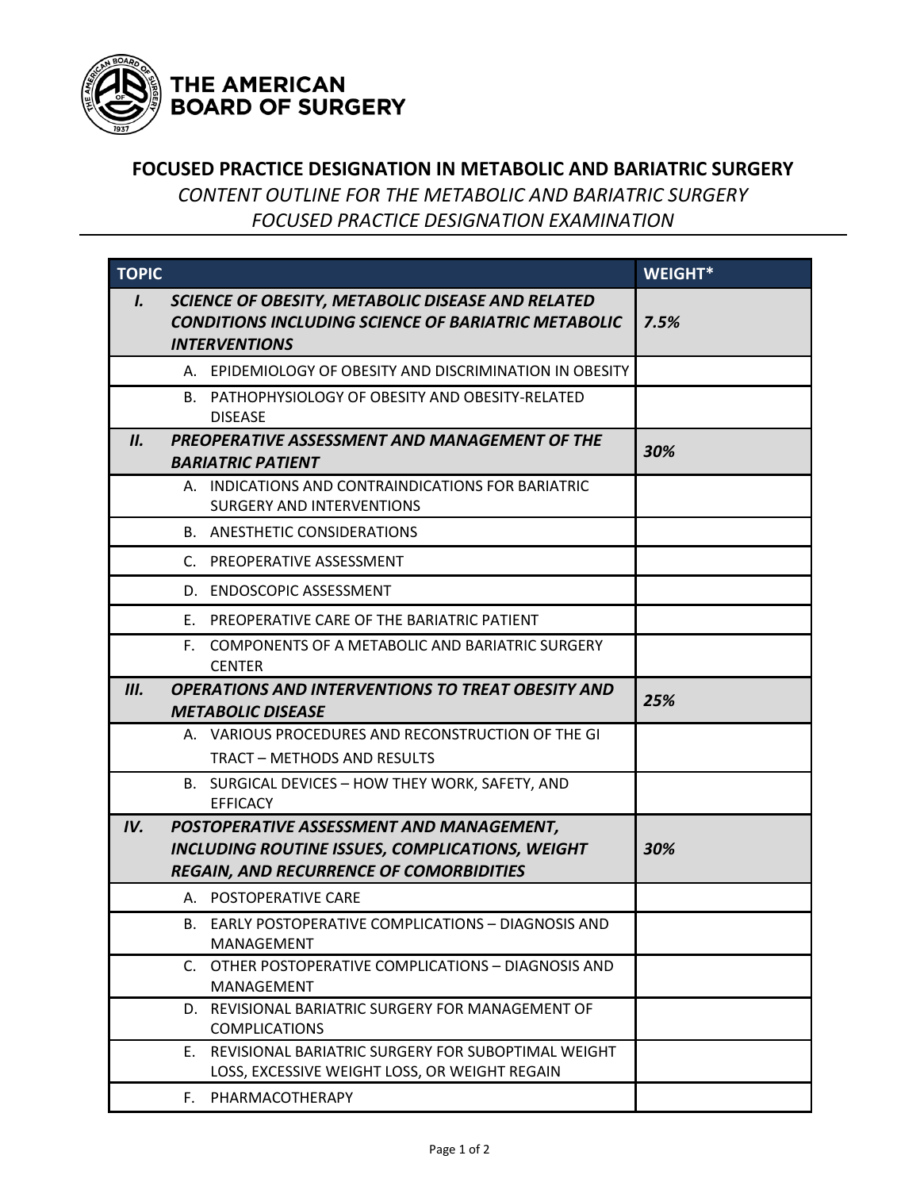THE AMERICAN BOARD OF SURGERY

# FOCUSED PRACTICE DESIGNATION IN METABOLIC AND BARIATRIC SURGERY

*CONTENT OUTLINE FOR THE METABOLIC AND BARIATRIC SURGERY FOCUSED PRACTICE DESIGNATION EXAMINATION*

| TOPIC | | WEIGHT* |
|---|---|---|
| ***I.*** | ***SCIENCE OF OBESITY, METABOLIC DISEASE AND RELATED CONDITIONS INCLUDING SCIENCE OF BARIATRIC METABOLIC INTERVENTIONS*** | ***7.5%*** |
| | A. EPIDEMIOLOGY OF OBESITY AND DISCRIMINATION IN OBESITY | |
| | B. PATHOPHYSIOLOGY OF OBESITY AND OBESITY-RELATED DISEASE | |
| ***II.*** | ***PREOPERATIVE ASSESSMENT AND MANAGEMENT OF THE BARIATRIC PATIENT*** | ***30%*** |
| | A. INDICATIONS AND CONTRAINDICATIONS FOR BARIATRIC SURGERY AND INTERVENTIONS | |
| | B. ANESTHETIC CONSIDERATIONS | |
| | C. PREOPERATIVE ASSESSMENT | |
| | D. ENDOSCOPIC ASSESSMENT | |
| | E. PREOPERATIVE CARE OF THE BARIATRIC PATIENT | |
| | F. COMPONENTS OF A METABOLIC AND BARIATRIC SURGERY CENTER | |
| ***III.*** | ***OPERATIONS AND INTERVENTIONS TO TREAT OBESITY AND METABOLIC DISEASE*** | ***25%*** |
| | A. VARIOUS PROCEDURES AND RECONSTRUCTION OF THE GI TRACT – METHODS AND RESULTS | |
| | B. SURGICAL DEVICES – HOW THEY WORK, SAFETY, AND EFFICACY | |
| ***IV.*** | ***POSTOPERATIVE ASSESSMENT AND MANAGEMENT, INCLUDING ROUTINE ISSUES, COMPLICATIONS, WEIGHT REGAIN, AND RECURRENCE OF COMORBIDITIES*** | ***30%*** |
| | A. POSTOPERATIVE CARE | |
| | B. EARLY POSTOPERATIVE COMPLICATIONS – DIAGNOSIS AND MANAGEMENT | |
| | C. OTHER POSTOPERATIVE COMPLICATIONS – DIAGNOSIS AND MANAGEMENT | |
| | D. REVISIONAL BARIATRIC SURGERY FOR MANAGEMENT OF COMPLICATIONS | |
| | E. REVISIONAL BARIATRIC SURGERY FOR SUBOPTIMAL WEIGHT LOSS, EXCESSIVE WEIGHT LOSS, OR WEIGHT REGAIN | |
| | F. PHARMACOTHERAPY | |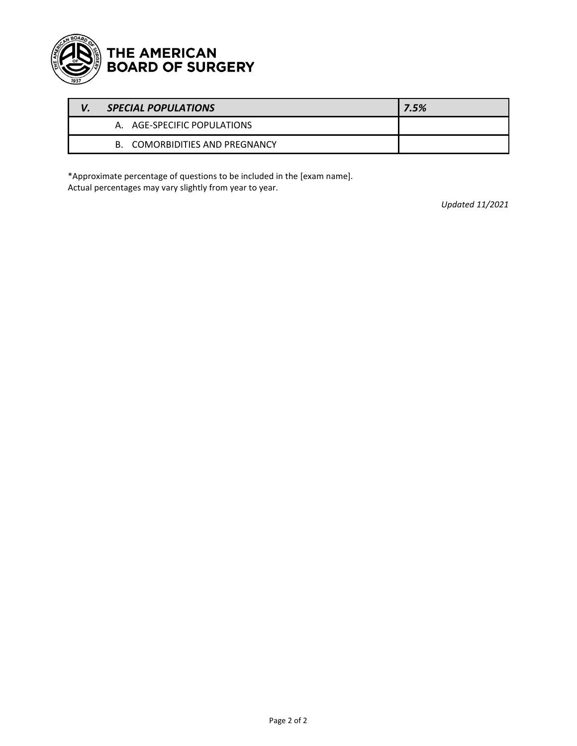| | |
|---|---|
| ***V. SPECIAL POPULATIONS*** | ***7.5%*** |
| A. AGE-SPECIFIC POPULATIONS | |
| B. COMORBIDITIES AND PREGNANCY | |

*Approximate percentage of questions to be included in the [exam name].
Actual percentages may vary slightly from year to year.

*Updated 11/2021*